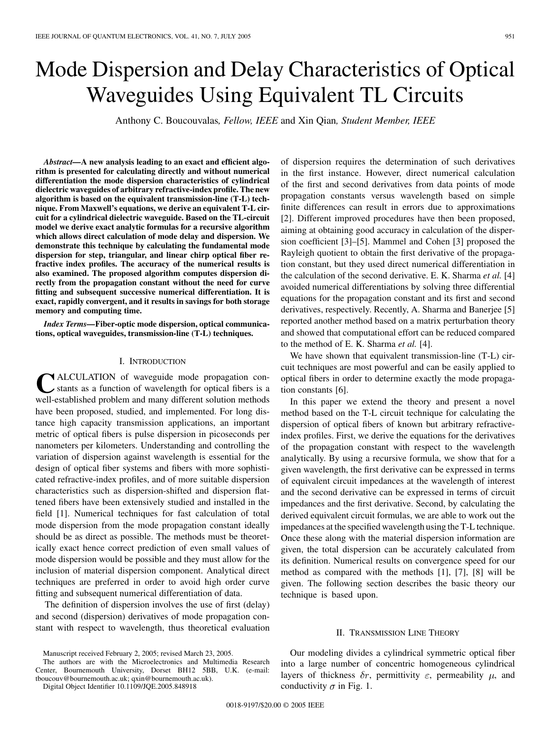# Mode Dispersion and Delay Characteristics of Optical Waveguides Using Equivalent TL Circuits

Anthony C. Boucouvalas, *Fellow, IEEE* and Xin Qian, *Student Member, IEEE*

***Abstract*—A new analysis leading to an exact and efficient algorithm is presented for calculating directly and without numerical differentiation the mode dispersion characteristics of cylindrical dielectric waveguides of arbitrary refractive-index profile. The new algorithm is based on the equivalent transmission-line (T-L) technique. From Maxwell's equations, we derive an equivalent T-L circuit for a cylindrical dielectric waveguide. Based on the TL-circuit model we derive exact analytic formulas for a recursive algorithm which allows direct calculation of mode delay and dispersion. We demonstrate this technique by calculating the fundamental mode dispersion for step, triangular, and linear chirp optical fiber refractive index profiles. The accuracy of the numerical results is also examined. The proposed algorithm computes dispersion directly from the propagation constant without the need for curve fitting and subsequent successive numerical differentiation. It is exact, rapidly convergent, and it results in savings for both storage memory and computing time.**

***Index Terms*—Fiber-optic mode dispersion, optical communications, optical waveguides, transmission-line (T-L) techniques.**

## I. Introduction

Calculation of waveguide mode propagation constants as a function of wavelength for optical fibers is a well-established problem and many different solution methods have been proposed, studied, and implemented. For long distance high capacity transmission applications, an important metric of optical fibers is pulse dispersion in picoseconds per nanometers per kilometers. Understanding and controlling the variation of dispersion against wavelength is essential for the design of optical fiber systems and fibers with more sophisticated refractive-index profiles, and of more suitable dispersion characteristics such as dispersion-shifted and dispersion flattened fibers have been extensively studied and installed in the field [1]. Numerical techniques for fast calculation of total mode dispersion from the mode propagation constant ideally should be as direct as possible. The methods must be theoretically exact hence correct prediction of even small values of mode dispersion would be possible and they must allow for the inclusion of material dispersion component. Analytical direct techniques are preferred in order to avoid high order curve fitting and subsequent numerical differentiation of data.

The definition of dispersion involves the use of first (delay) and second (dispersion) derivatives of mode propagation constant with respect to wavelength, thus theoretical evaluation of dispersion requires the determination of such derivatives in the first instance. However, direct numerical calculation of the first and second derivatives from data points of mode propagation constants versus wavelength based on simple finite differences can result in errors due to approximations [2]. Different improved procedures have then been proposed, aiming at obtaining good accuracy in calculation of the dispersion coefficient [3]–[5]. Mammel and Cohen [3] proposed the Rayleigh quotient to obtain the first derivative of the propagation constant, but they used direct numerical differentiation in the calculation of the second derivative. E. K. Sharma *et al.* [4] avoided numerical differentiations by solving three differential equations for the propagation constant and its first and second derivatives, respectively. Recently, A. Sharma and Banerjee [5] reported another method based on a matrix perturbation theory and showed that computational effort can be reduced compared to the method of E. K. Sharma *et al.* [4].

We have shown that equivalent transmission-line (T-L) circuit techniques are most powerful and can be easily applied to optical fibers in order to determine exactly the mode propagation constants [6].

In this paper we extend the theory and present a novel method based on the T-L circuit technique for calculating the dispersion of optical fibers of known but arbitrary refractive-index profiles. First, we derive the equations for the derivatives of the propagation constant with respect to the wavelength analytically. By using a recursive formula, we show that for a given wavelength, the first derivative can be expressed in terms of equivalent circuit impedances at the wavelength of interest and the second derivative can be expressed in terms of circuit impedances and the first derivative. Second, by calculating the derived equivalent circuit formulas, we are able to work out the impedances at the specified wavelength using the T-L technique. Once these along with the material dispersion information are given, the total dispersion can be accurately calculated from its definition. Numerical results on convergence speed for our method as compared with the methods [1], [7], [8] will be given. The following section describes the basic theory our technique is based upon.

## II. Transmission Line Theory

Our modeling divides a cylindrical symmetric optical fiber into a large number of concentric homogeneous cylindrical layers of thickness $\delta r$, permittivity $\varepsilon$, permeability $\mu$, and conductivity $\sigma$ in Fig. 1.

Manuscript received February 2, 2005; revised March 23, 2005.

The authors are with the Microelectronics and Multimedia Research Center, Bournemouth University, Dorset BH12 5BB, U.K. (e-mail: tboucouv@bournemouth.ac.uk; qxin@bournemouth.ac.uk).

Digital Object Identifier 10.1109/JQE.2005.848918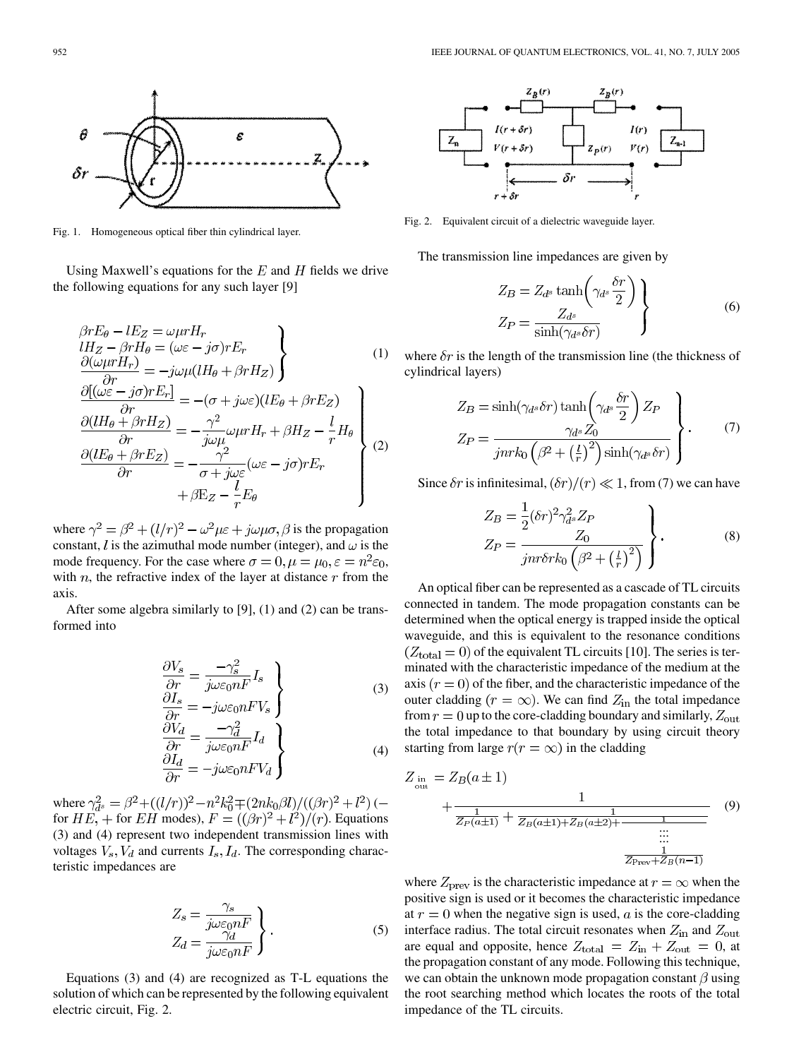Fig. 1. Homogeneous optical fiber thin cylindrical layer.

Using Maxwell's equations for the $E$ and $H$ fields we drive the following equations for any such layer [9]

$$
\left.
\begin{aligned}
&\beta r E_\theta - l E_Z = \omega \mu r H_r \\
&l H_Z - \beta r H_\theta = (\omega\varepsilon - j\sigma) r E_r \\
&\frac{\partial(\omega \mu r H_r)}{\partial r} = -j\omega\mu(l H_\theta + \beta r H_Z)
\end{aligned}
\right\} \quad (1)
$$

$$
\left.
\begin{aligned}
&\frac{\partial[(\omega\varepsilon - j\sigma) r E_r]}{\partial r} = -(\sigma + j\omega\varepsilon)(l E_\theta + \beta r E_Z) \\
&\frac{\partial(l H_\theta + \beta r H_Z)}{\partial r} = -\frac{\gamma^2}{j\omega\mu}\omega\mu r H_r + \beta H_Z - \frac{l}{r} H_\theta \\
&\frac{\partial(l E_\theta + \beta r E_Z)}{\partial r} = -\frac{\gamma^2}{\sigma + j\omega\varepsilon}(\omega\varepsilon - j\sigma) r E_r \\
&\qquad + \beta \mathrm{E}_Z - \frac{l}{r} E_\theta
\end{aligned}
\right\} \quad (2)
$$

where $\gamma^2 = \beta^2 + (l/r)^2 - \omega^2\mu\varepsilon + j\omega\mu\sigma, \beta$ is the propagation constant, $l$ is the azimuthal mode number (integer), and $\omega$ is the mode frequency. For the case where $\sigma = 0, \mu = \mu_0, \varepsilon = n^2\varepsilon_0$, with $n$, the refractive index of the layer at distance $r$ from the axis.

After some algebra similarly to [9], (1) and (2) can be transformed into

$$
\left.
\begin{aligned}
&\frac{\partial V_s}{\partial r} = \frac{-\gamma_s^2}{j\omega\varepsilon_0 n F} I_s \\
&\frac{\partial I_s}{\partial r} = -j\omega\varepsilon_0 n F V_s
\end{aligned}
\right\} \quad (3)
$$

$$
\left.
\begin{aligned}
&\frac{\partial V_d}{\partial r} = \frac{-\gamma_d^2}{j\omega\varepsilon_0 n F} I_d \\
&\frac{\partial I_d}{\partial r} = -j\omega\varepsilon_0 n F V_d
\end{aligned}
\right\} \quad (4)
$$

where $\gamma_{d^s}^2 = \beta^2 + ((l/r))^2 - n^2 k_0^2 \mp (2nk_0\beta l)/((\beta r)^2 + l^2)$ ($-$ for $HE$, $+$ for $EH$ modes), $F = ((\beta r)^2 + l^2)/(r)$. Equations (3) and (4) represent two independent transmission lines with voltages $V_s, V_d$ and currents $I_s, I_d$. The corresponding characteristic impedances are

$$
\left.
\begin{aligned}
&Z_s = \frac{\gamma_s}{j\omega\varepsilon_0 n F} \\
&Z_d = \frac{\gamma_d}{j\omega\varepsilon_0 n F}
\end{aligned}
\right\}. \quad (5)
$$

Equations (3) and (4) are recognized as T-L equations the solution of which can be represented by the following equivalent electric circuit, Fig. 2.

Fig. 2. Equivalent circuit of a dielectric waveguide layer.

The transmission line impedances are given by

$$
\left.
\begin{aligned}
&Z_B = Z_{d^s} \tanh\left(\gamma_{d^s}\frac{\delta r}{2}\right) \\
&Z_P = \frac{Z_{d^s}}{\sinh(\gamma_{d^s}\delta r)}
\end{aligned}
\right\} \quad (6)
$$

where $\delta r$ is the length of the transmission line (the thickness of cylindrical layers)

$$
\left.
\begin{aligned}
&Z_B = \sinh(\gamma_{d^s}\delta r)\tanh\left(\gamma_{d^s}\frac{\delta r}{2}\right) Z_P \\
&Z_P = \frac{\gamma_{d^s} Z_0}{jnrk_0\left(\beta^2 + \left(\frac{l}{r}\right)^2\right)\sinh(\gamma_{d^s}\delta r)}
\end{aligned}
\right\}. \quad (7)
$$

Since $\delta r$ is infinitesimal, $(\delta r)/(r) \ll 1$, from (7) we can have

$$
\left.
\begin{aligned}
&Z_B = \frac{1}{2}(\delta r)^2 \gamma_{d^s}^2 Z_P \\
&Z_P = \frac{Z_0}{jnr\delta r k_0\left(\beta^2 + \left(\frac{l}{r}\right)^2\right)}
\end{aligned}
\right\}. \quad (8)
$$

An optical fiber can be represented as a cascade of TL circuits connected in tandem. The mode propagation constants can be determined when the optical energy is trapped inside the optical waveguide, and this is equivalent to the resonance conditions ($Z_{\text{total}} = 0$) of the equivalent TL circuits [10]. The series is terminated with the characteristic impedance of the medium at the axis ($r = 0$) of the fiber, and the characteristic impedance of the outer cladding ($r = \infty$). We can find $Z_{\text{in}}$ the total impedance from $r = 0$ up to the core-cladding boundary and similarly, $Z_{\text{out}}$ the total impedance to that boundary by using circuit theory starting from large $r (r = \infty)$ in the cladding

$$
Z_{\substack{\text{in} \\ \text{out}}} = Z_B(a \pm 1) + \cfrac{1}{\cfrac{1}{Z_P(a\pm 1)} + \cfrac{1}{Z_B(a\pm 1) + Z_B(a\pm 2) + \cfrac{1}{\vdots \; \cfrac{1}{Z_{\text{Prev}} + Z_B(n-1)}}}} \quad (9)
$$

where $Z_{\text{prev}}$ is the characteristic impedance at $r = \infty$ when the positive sign is used or it becomes the characteristic impedance at $r = 0$ when the negative sign is used, $a$ is the core-cladding interface radius. The total circuit resonates when $Z_{\text{in}}$ and $Z_{\text{out}}$ are equal and opposite, hence $Z_{\text{total}} = Z_{\text{in}} + Z_{\text{out}} = 0$, at the propagation constant of any mode. Following this technique, we can obtain the unknown mode propagation constant $\beta$ using the root searching method which locates the roots of the total impedance of the TL circuits.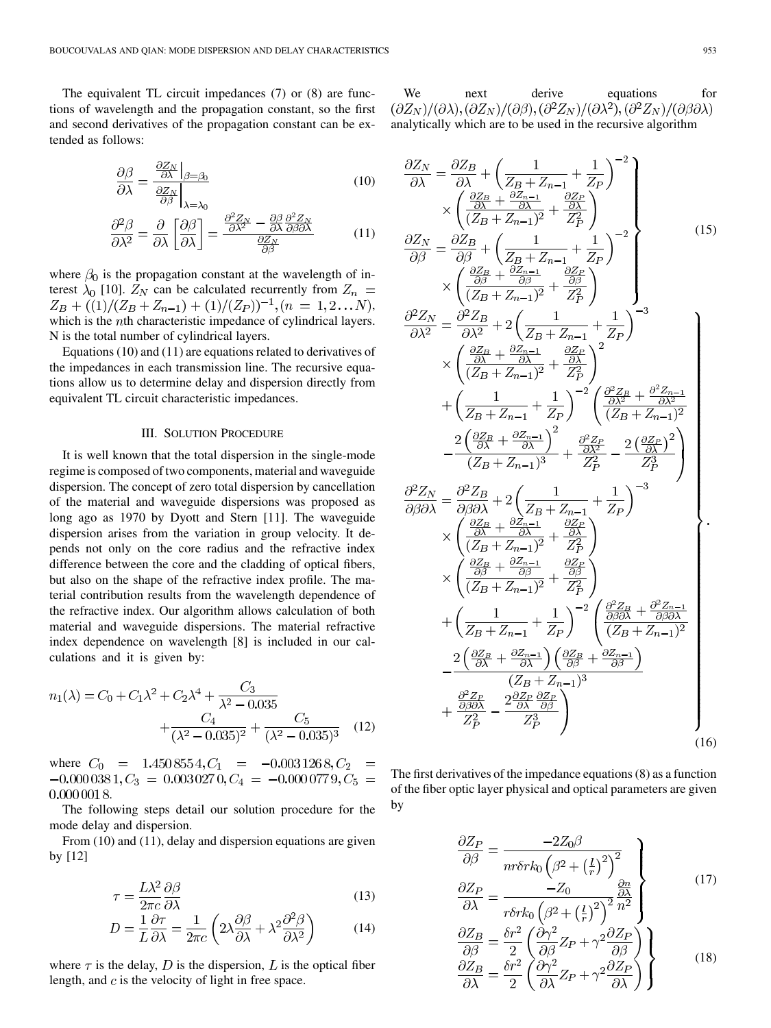The equivalent TL circuit impedances (7) or (8) are functions of wavelength and the propagation constant, so the first and second derivatives of the propagation constant can be extended as follows:

$$\frac{\partial \beta}{\partial \lambda} = \frac{\left.\frac{\partial Z_N}{\partial \lambda}\right|_{\beta=\beta_0}}{\left.\frac{\partial Z_N}{\partial \beta}\right|_{\lambda=\lambda_0}} \tag{10}$$

$$\frac{\partial^2 \beta}{\partial \lambda^2} = \frac{\partial}{\partial \lambda}\left[\frac{\partial \beta}{\partial \lambda}\right] = \frac{\frac{\partial^2 Z_N}{\partial \lambda^2} - \frac{\partial \beta}{\partial \lambda}\frac{\partial^2 Z_N}{\partial \beta \partial \lambda}}{\frac{\partial Z_N}{\partial \beta}} \tag{11}$$

where $\beta_0$ is the propagation constant at the wavelength of interest $\lambda_0$ [10]. $Z_N$ can be calculated recurrently from $Z_n = Z_B + ((1)/(Z_B + Z_{n-1}) + (1)/(Z_P))^{-1}, (n = 1, 2 \ldots N)$, which is the $n$th characteristic impedance of cylindrical layers. N is the total number of cylindrical layers.

Equations (10) and (11) are equations related to derivatives of the impedances in each transmission line. The recursive equations allow us to determine delay and dispersion directly from equivalent TL circuit characteristic impedances.

## III. Solution Procedure

It is well known that the total dispersion in the single-mode regime is composed of two components, material and waveguide dispersion. The concept of zero total dispersion by cancellation of the material and waveguide dispersions was proposed as long ago as 1970 by Dyott and Stern [11]. The waveguide dispersion arises from the variation in group velocity. It depends not only on the core radius and the refractive index difference between the core and the cladding of optical fibers, but also on the shape of the refractive index profile. The material contribution results from the wavelength dependence of the refractive index. Our algorithm allows calculation of both material and waveguide dispersions. The material refractive index dependence on wavelength [8] is included in our calculations and it is given by:

$$n_1(\lambda) = C_0 + C_1\lambda^2 + C_2\lambda^4 + \frac{C_3}{\lambda^2 - 0.035} + \frac{C_4}{(\lambda^2 - 0.035)^2} + \frac{C_5}{(\lambda^2 - 0.035)^3} \tag{12}$$

where $C_0 = 1.450\,855\,4, C_1 = -0.003\,126\,8, C_2 = -0.000\,038\,1, C_3 = 0.003\,027\,0, C_4 = -0.000\,077\,9, C_5 = 0.000\,001\,8$.

The following steps detail our solution procedure for the mode delay and dispersion.

From (10) and (11), delay and dispersion equations are given by [12]

$$\tau = \frac{L\lambda^2}{2\pi c}\frac{\partial \beta}{\partial \lambda} \tag{13}$$

$$D = \frac{1}{L}\frac{\partial \tau}{\partial \lambda} = \frac{1}{2\pi c}\left(2\lambda\frac{\partial \beta}{\partial \lambda} + \lambda^2\frac{\partial^2 \beta}{\partial \lambda^2}\right) \tag{14}$$

where $\tau$ is the delay, $D$ is the dispersion, $L$ is the optical fiber length, and $c$ is the velocity of light in free space.

We next derive equations for $(\partial Z_N)/(\partial \lambda), (\partial Z_N)/(\partial \beta), (\partial^2 Z_N)/(\partial \lambda^2), (\partial^2 Z_N)/(\partial \beta \partial \lambda)$ analytically which are to be used in the recursive algorithm

$$\left.\begin{aligned}
\frac{\partial Z_N}{\partial \lambda} &= \frac{\partial Z_B}{\partial \lambda} + \left(\frac{1}{Z_B + Z_{n-1}} + \frac{1}{Z_P}\right)^{-2} \times \left(\frac{\frac{\partial Z_B}{\partial \lambda} + \frac{\partial Z_{n-1}}{\partial \lambda}}{(Z_B + Z_{n-1})^2} + \frac{\frac{\partial Z_P}{\partial \lambda}}{Z_P^2}\right) \\
\frac{\partial Z_N}{\partial \beta} &= \frac{\partial Z_B}{\partial \beta} + \left(\frac{1}{Z_B + Z_{n-1}} + \frac{1}{Z_P}\right)^{-2} \times \left(\frac{\frac{\partial Z_B}{\partial \beta} + \frac{\partial Z_{n-1}}{\partial \beta}}{(Z_B + Z_{n-1})^2} + \frac{\frac{\partial Z_P}{\partial \beta}}{Z_P^2}\right)
\end{aligned}\right\} \tag{15}$$

$$\left.\begin{aligned}
\frac{\partial^2 Z_N}{\partial \lambda^2} &= \frac{\partial^2 Z_B}{\partial \lambda^2} + 2\left(\frac{1}{Z_B + Z_{n-1}} + \frac{1}{Z_P}\right)^{-3} \times \left(\frac{\frac{\partial Z_B}{\partial \lambda} + \frac{\partial Z_{n-1}}{\partial \lambda}}{(Z_B + Z_{n-1})^2} + \frac{\frac{\partial Z_P}{\partial \lambda}}{Z_P^2}\right)^2 \\
&\quad + \left(\frac{1}{Z_B + Z_{n-1}} + \frac{1}{Z_P}\right)^{-2}\left(\frac{\frac{\partial^2 Z_B}{\partial \lambda^2} + \frac{\partial^2 Z_{n-1}}{\partial \lambda^2}}{(Z_B + Z_{n-1})^2} - \frac{2\left(\frac{\partial Z_B}{\partial \lambda} + \frac{\partial Z_{n-1}}{\partial \lambda}\right)^2}{(Z_B + Z_{n-1})^3} + \frac{\frac{\partial^2 Z_P}{\partial \lambda^2}}{Z_P^2} - \frac{2\left(\frac{\partial Z_P}{\partial \lambda}\right)^2}{Z_P^3}\right) \\
\frac{\partial^2 Z_N}{\partial \beta \partial \lambda} &= \frac{\partial^2 Z_B}{\partial \beta \partial \lambda} + 2\left(\frac{1}{Z_B + Z_{n-1}} + \frac{1}{Z_P}\right)^{-3} \times \left(\frac{\frac{\partial Z_B}{\partial \lambda} + \frac{\partial Z_{n-1}}{\partial \lambda}}{(Z_B + Z_{n-1})^2} + \frac{\frac{\partial Z_P}{\partial \lambda}}{Z_P^2}\right) \times \left(\frac{\frac{\partial Z_B}{\partial \beta} + \frac{\partial Z_{n-1}}{\partial \beta}}{(Z_B + Z_{n-1})^2} + \frac{\frac{\partial Z_P}{\partial \beta}}{Z_P^2}\right) \\
&\quad + \left(\frac{1}{Z_B + Z_{n-1}} + \frac{1}{Z_P}\right)^{-2}\left(\frac{\frac{\partial^2 Z_B}{\partial \beta \partial \lambda} + \frac{\partial^2 Z_{n-1}}{\partial \beta \partial \lambda}}{(Z_B + Z_{n-1})^2} - \frac{2\left(\frac{\partial Z_B}{\partial \lambda} + \frac{\partial Z_{n-1}}{\partial \lambda}\right)\left(\frac{\partial Z_B}{\partial \beta} + \frac{\partial Z_{n-1}}{\partial \beta}\right)}{(Z_B + Z_{n-1})^3} + \frac{\frac{\partial^2 Z_P}{\partial \beta \partial \lambda}}{Z_P^2} - \frac{2\frac{\partial Z_P}{\partial \lambda}\frac{\partial Z_P}{\partial \beta}}{Z_P^3}\right)
\end{aligned}\right\}. \tag{16}$$

The first derivatives of the impedance equations (8) as a function of the fiber optic layer physical and optical parameters are given by

$$\left.\begin{aligned}
\frac{\partial Z_P}{\partial \beta} &= \frac{-2Z_0\beta}{nr\delta rk_0\left(\beta^2 + \left(\frac{l}{r}\right)^2\right)^2} \\
\frac{\partial Z_P}{\partial \lambda} &= \frac{-Z_0}{r\delta rk_0\left(\beta^2 + \left(\frac{l}{r}\right)^2\right)^2}\frac{\frac{\partial n}{\partial \lambda}}{n^2}
\end{aligned}\right\} \tag{17}$$

$$\left.\begin{aligned}
\frac{\partial Z_B}{\partial \beta} &= \frac{\delta r^2}{2}\left(\frac{\partial \gamma^2}{\partial \beta}Z_P + \gamma^2\frac{\partial Z_P}{\partial \beta}\right) \\
\frac{\partial Z_B}{\partial \lambda} &= \frac{\delta r^2}{2}\left(\frac{\partial \gamma^2}{\partial \lambda}Z_P + \gamma^2\frac{\partial Z_P}{\partial \lambda}\right)
\end{aligned}\right\} \tag{18}$$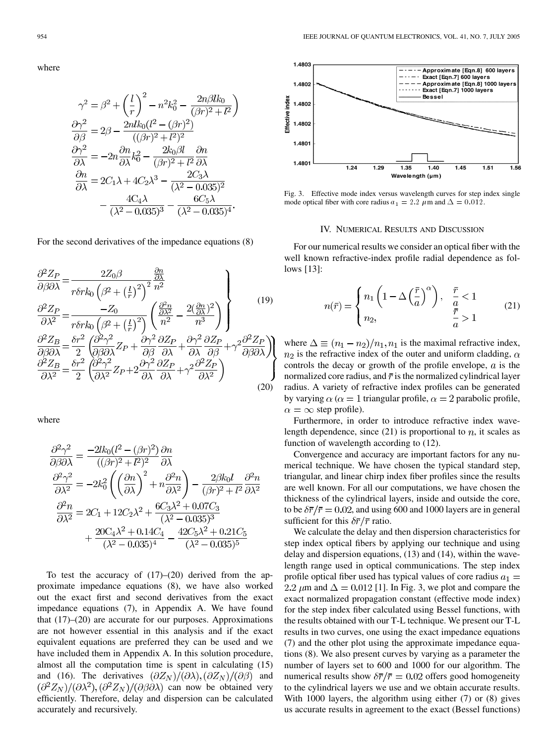where

$$\gamma^2 = \beta^2 + \left(\frac{l}{r}\right)^2 - n^2k_0^2 - \frac{2n\beta lk_0}{(\beta r)^2 + l^2}$$

$$\frac{\partial\gamma^2}{\partial\beta} = 2\beta - \frac{2nlk_0(l^2-(\beta r)^2)}{((\beta r)^2+l^2)^2}$$

$$\frac{\partial\gamma^2}{\partial\lambda} = -2n\frac{\partial n}{\partial\lambda}k_0^2 - \frac{2k_0\beta l}{(\beta r)^2+l^2}\frac{\partial n}{\partial\lambda}$$

$$\frac{\partial n}{\partial\lambda} = 2C_1\lambda + 4C_2\lambda^3 - \frac{2C_3\lambda}{(\lambda^2-0.035)^2} - \frac{4C_4\lambda}{(\lambda^2-0.035)^3} - \frac{6C_5\lambda}{(\lambda^2-0.035)^4}.$$

For the second derivatives of the impedance equations (8)

$$\left.\begin{aligned}\frac{\partial^2 Z_P}{\partial\beta\partial\lambda} &= \frac{2Z_0\beta}{r\delta rk_0\left(\beta^2+\left(\frac{l}{r}\right)^2\right)^2}\frac{\frac{\partial n}{\partial\lambda}}{n^2}\\ \frac{\partial^2 Z_P}{\partial\lambda^2} &= \frac{-Z_0}{r\delta rk_0\left(\beta^2+\left(\frac{l}{r}\right)^2\right)}\left(\frac{\frac{\partial^2 n}{\partial\lambda^2}}{n^2} - \frac{2\left(\frac{\partial n}{\partial\lambda}\right)^2}{n^3}\right)\end{aligned}\right\} \tag{19}$$

$$\left.\begin{aligned}\frac{\partial^2 Z_B}{\partial\beta\partial\lambda} &= \frac{\delta r^2}{2}\left(\frac{\partial^2\gamma^2}{\partial\beta\partial\lambda}Z_P + \frac{\partial\gamma^2}{\partial\beta}\frac{\partial Z_P}{\partial\lambda} + \frac{\partial\gamma^2}{\partial\lambda}\frac{\partial Z_P}{\partial\beta} + \gamma^2\frac{\partial^2 Z_P}{\partial\beta\partial\lambda}\right)\\ \frac{\partial^2 Z_B}{\partial\lambda^2} &= \frac{\delta r^2}{2}\left(\frac{\partial^2\gamma^2}{\partial\lambda^2}Z_P + 2\frac{\partial\gamma^2}{\partial\lambda}\frac{\partial Z_P}{\partial\lambda} + \gamma^2\frac{\partial^2 Z_P}{\partial\lambda^2}\right)\end{aligned}\right\} \tag{20}$$

where

$$\frac{\partial^2\gamma^2}{\partial\beta\partial\lambda} = \frac{-2lk_0(l^2-(\beta r)^2)}{((\beta r)^2+l^2)^2}\frac{\partial n}{\partial\lambda}$$

$$\frac{\partial^2\gamma^2}{\partial\lambda^2} = -2k_0^2\left(\left(\frac{\partial n}{\partial\lambda}\right)^2 + n\frac{\partial^2 n}{\partial\lambda^2}\right) - \frac{2\beta k_0 l}{(\beta r)^2+l^2}\frac{\partial^2 n}{\partial\lambda^2}$$

$$\frac{\partial^2 n}{\partial\lambda^2} = 2C_1 + 12C_2\lambda^2 + \frac{6C_3\lambda^2 + 0.07C_3}{(\lambda^2-0.035)^3} + \frac{20C_4\lambda^2 + 0.14C_4}{(\lambda^2-0.035)^4} - \frac{42C_5\lambda^2 + 0.21C_5}{(\lambda^2-0.035)^5}$$

To test the accuracy of (17)–(20) derived from the approximate impedance equations (8), we have also worked out the exact first and second derivatives from the exact impedance equations (7), in Appendix A. We have found that (17)–(20) are accurate for our purposes. Approximations are not however essential in this analysis and if the exact equivalent equations are preferred they can be used and we have included them in Appendix A. In this solution procedure, almost all the computation time is spent in calculating (15) and (16). The derivatives $(\partial Z_N)/(\partial\lambda), (\partial Z_N)/(\partial\beta)$ and $(\partial^2 Z_N)/(\partial\lambda^2), (\partial^2 Z_N)/(\partial\beta\partial\lambda)$ can now be obtained very efficiently. Therefore, delay and dispersion can be calculated accurately and recursively.

Fig. 3. Effective mode index versus wavelength curves for step index single mode optical fiber with core radius $a_1 = 2.2\ \mu$m and $\Delta = 0.012$.

## IV. Numerical Results and Discussion

For our numerical results we consider an optical fiber with the well known refractive-index profile radial dependence as follows [13]:

$$n(\bar{r}) = \begin{cases} n_1\left(1 - \Delta\left(\frac{\bar{r}}{a}\right)^\alpha\right), & \frac{\bar{r}}{a} < 1\\ n_2, & \frac{\bar{r}}{a} > 1\end{cases} \tag{21}$$

where $\Delta \equiv (n_1 - n_2)/n_1, n_1$ is the maximal refractive index, $n_2$ is the refractive index of the outer and uniform cladding, $\alpha$ controls the decay or growth of the profile envelope, $a$ is the normalized core radius, and $\bar{r}$ is the normalized cylindrical layer radius. A variety of refractive index profiles can be generated by varying $\alpha$ ($\alpha = 1$ triangular profile, $\alpha = 2$ parabolic profile, $\alpha = \infty$ step profile).

Furthermore, in order to introduce refractive index wavelength dependence, since (21) is proportional to $n$, it scales as function of wavelength according to (12).

Convergence and accuracy are important factors for any numerical technique. We have chosen the typical standard step, triangular, and linear chirp index fiber profiles since the results are well known. For all our computations, we have chosen the thickness of the cylindrical layers, inside and outside the core, to be $\delta\bar{r}/\bar{r} = 0.02$, and using 600 and 1000 layers are in general sufficient for this $\delta\bar{r}/\bar{r}$ ratio.

We calculate the delay and then dispersion characteristics for step index optical fibers by applying our technique and using delay and dispersion equations, (13) and (14), within the wavelength range used in optical communications. The step index profile optical fiber used has typical values of core radius $a_1 = 2.2\ \mu$m and $\Delta = 0.012$ [1]. In Fig. 3, we plot and compare the exact normalized propagation constant (effective mode index) for the step index fiber calculated using Bessel functions, with the results obtained with our T-L technique. We present our T-L results in two curves, one using the exact impedance equations (7) and the other plot using the approximate impedance equations (8). We also present curves by varying as a parameter the number of layers set to 600 and 1000 for our algorithm. The numerical results show $\delta\bar{r}/\bar{r} = 0.02$ offers good homogeneity to the cylindrical layers we use and we obtain accurate results. With 1000 layers, the algorithm using either (7) or (8) gives us accurate results in agreement to the exact (Bessel functions)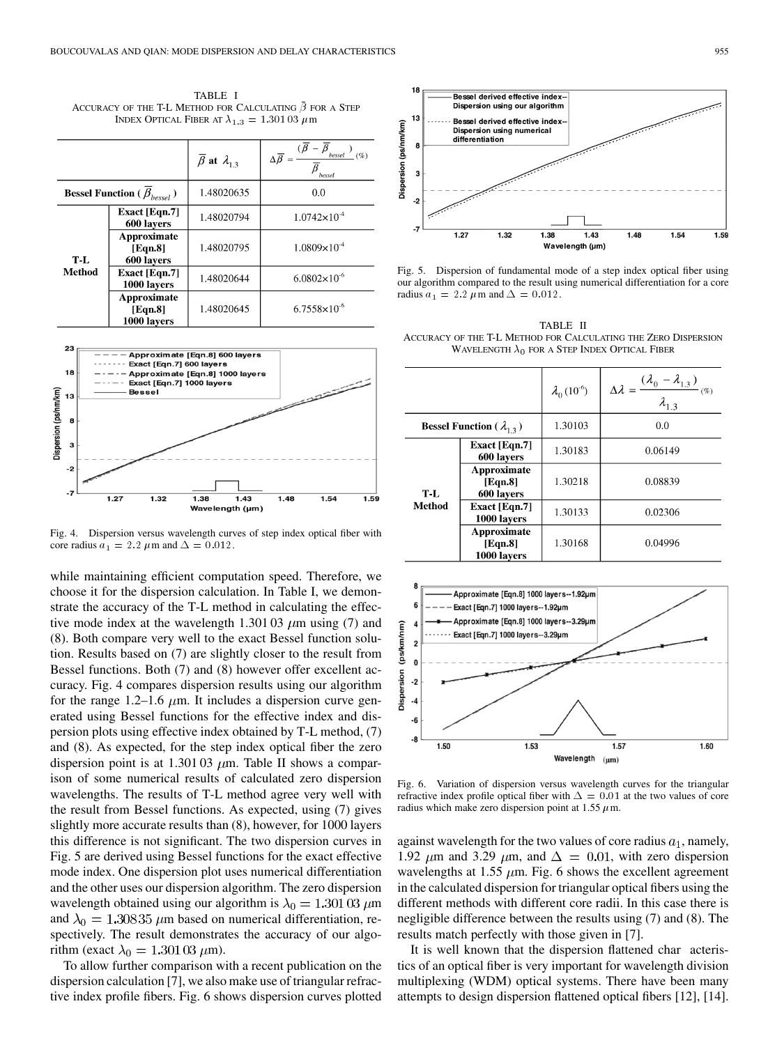TABLE I
ACCURACY OF THE T-L METHOD FOR CALCULATING $\bar{\beta}$ FOR A STEP INDEX OPTICAL FIBER AT $\lambda_{1.3} = 1.301\,03\ \mu$m

| | | $\bar{\beta}$ at $\lambda_{1.3}$ | $\Delta\bar{\beta} = \frac{(\bar{\beta} - \bar{\beta}_{bessel})}{\bar{\beta}_{bessel}}$ (%) |
|---|---|---|---|
| **Bessel Function ($\bar{\beta}_{bessel}$)** | | 1.48020635 | 0.0 |
| **T-L Method** | **Exact [Eqn.7] 600 layers** | 1.48020794 | $1.0742\times10^{-4}$ |
| | **Approximate [Eqn.8] 600 layers** | 1.48020795 | $1.0809\times10^{-4}$ |
| | **Exact [Eqn.7] 1000 layers** | 1.48020644 | $6.0802\times10^{-6}$ |
| | **Approximate [Eqn.8] 1000 layers** | 1.48020645 | $6.7558\times10^{-6}$ |

Fig. 4. Dispersion versus wavelength curves of step index optical fiber with core radius $a_1 = 2.2\ \mu$m and $\Delta = 0.012$.

while maintaining efficient computation speed. Therefore, we choose it for the dispersion calculation. In Table I, we demonstrate the accuracy of the T-L method in calculating the effective mode index at the wavelength 1.301 03 $\mu$m using (7) and (8). Both compare very well to the exact Bessel function solution. Results based on (7) are slightly closer to the result from Bessel functions. Both (7) and (8) however offer excellent accuracy. Fig. 4 compares dispersion results using our algorithm for the range 1.2–1.6 $\mu$m. It includes a dispersion curve generated using Bessel functions for the effective index and dispersion plots using effective index obtained by T-L method, (7) and (8). As expected, for the step index optical fiber the zero dispersion point is at 1.301 03 $\mu$m. Table II shows a comparison of some numerical results of calculated zero dispersion wavelengths. The results of T-L method agree very well with the result from Bessel functions. As expected, using (7) gives slightly more accurate results than (8), however, for 1000 layers this difference is not significant. The two dispersion curves in Fig. 5 are derived using Bessel functions for the exact effective mode index. One dispersion plot uses numerical differentiation and the other uses our dispersion algorithm. The zero dispersion wavelength obtained using our algorithm is $\lambda_0 = 1.301\,03\ \mu$m and $\lambda_0 = 1.30835\ \mu$m based on numerical differentiation, respectively. The result demonstrates the accuracy of our algorithm (exact $\lambda_0 = 1.301\,03\ \mu$m).

To allow further comparison with a recent publication on the dispersion calculation [7], we also make use of triangular refractive index profile fibers. Fig. 6 shows dispersion curves plotted against wavelength for the two values of core radius $a_1$, namely, 1.92 $\mu$m and 3.29 $\mu$m, and $\Delta = 0.01$, with zero dispersion wavelengths at 1.55 $\mu$m. Fig. 6 shows the excellent agreement in the calculated dispersion for triangular optical fibers using the different methods with different core radii. In this case there is negligible difference between the results using (7) and (8). The results match perfectly with those given in [7].

It is well known that the dispersion flattened characteristics of an optical fiber is very important for wavelength division multiplexing (WDM) optical systems. There have been many attempts to design dispersion flattened optical fibers [12], [14].

Fig. 5. Dispersion of fundamental mode of a step index optical fiber using our algorithm compared to the result using numerical differentiation for a core radius $a_1 = 2.2\ \mu$m and $\Delta = 0.012$.

TABLE II
ACCURACY OF THE T-L METHOD FOR CALCULATING THE ZERO DISPERSION WAVELENGTH $\lambda_0$ FOR A STEP INDEX OPTICAL FIBER

| | | $\lambda_0\ (10^{-6})$ | $\Delta\lambda = \frac{(\lambda_0 - \lambda_{1.3})}{\lambda_{1.3}}$ (%) |
|---|---|---|---|
| **Bessel Function ($\lambda_{1.3}$)** | | 1.30103 | 0.0 |
| **T-L Method** | **Exact [Eqn.7] 600 layers** | 1.30183 | 0.06149 |
| | **Approximate [Eqn.8] 600 layers** | 1.30218 | 0.08839 |
| | **Exact [Eqn.7] 1000 layers** | 1.30133 | 0.02306 |
| | **Approximate [Eqn.8] 1000 layers** | 1.30168 | 0.04996 |

Fig. 6. Variation of dispersion versus wavelength curves for the triangular refractive index profile optical fiber with $\Delta = 0.01$ at the two values of core radius which make zero dispersion point at 1.55 $\mu$m.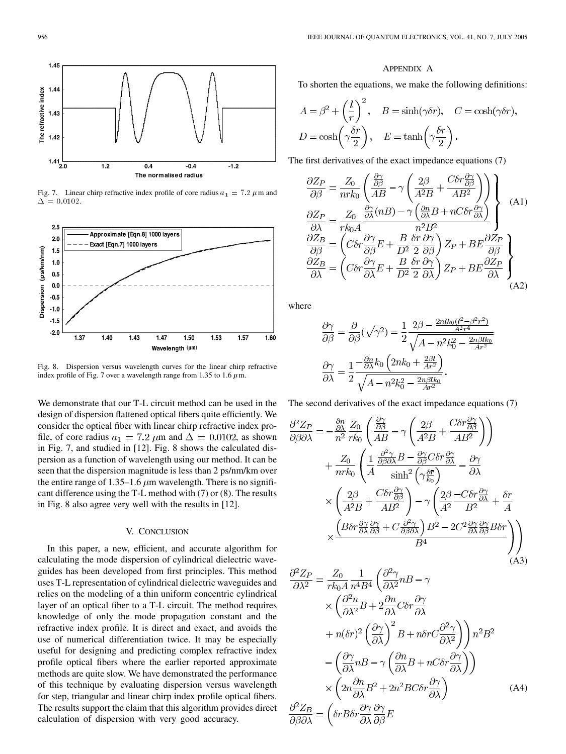Fig. 7. Linear chirp refractive index profile of core radius $a_1 = 7.2$ $\mu$m and $\Delta = 0.0102$.

Fig. 8. Dispersion versus wavelength curves for the linear chirp refractive index profile of Fig. 7 over a wavelength range from 1.35 to 1.6 $\mu$m.

We demonstrate that our T-L circuit method can be used in the design of dispersion flattened optical fibers quite efficiently. We consider the optical fiber with linear chirp refractive index profile, of core radius $a_1 = 7.2$ $\mu$m and $\Delta = 0.0102$, as shown in Fig. 7, and studied in [12]. Fig. 8 shows the calculated dispersion as a function of wavelength using our method. It can be seen that the dispersion magnitude is less than 2 ps/nm/km over the entire range of 1.35–1.6 $\mu$m wavelength. There is no significant difference using the T-L method with (7) or (8). The results in Fig. 8 also agree very well with the results in [12].

## V. Conclusion

In this paper, a new, efficient, and accurate algorithm for calculating the mode dispersion of cylindrical dielectric waveguides has been developed from first principles. This method uses T-L representation of cylindrical dielectric waveguides and relies on the modeling of a thin uniform concentric cylindrical layer of an optical fiber to a T-L circuit. The method requires knowledge of only the mode propagation constant and the refractive index profile. It is direct and exact, and avoids the use of numerical differentiation twice. It may be especially useful for designing and predicting complex refractive index profile optical fibers where the earlier reported approximate methods are quite slow. We have demonstrated the performance of this technique by evaluating dispersion versus wavelength for step, triangular and linear chirp index profile optical fibers. The results support the claim that this algorithm provides direct calculation of dispersion with very good accuracy.

## Appendix A

To shorten the equations, we make the following definitions:

$$A = \beta^2 + \left(\frac{l}{r}\right)^2, \quad B = \sinh(\gamma\delta r), \quad C = \cosh(\gamma\delta r),$$
$$D = \cosh\left(\gamma\frac{\delta r}{2}\right), \quad E = \tanh\left(\gamma\frac{\delta r}{2}\right).$$

The first derivatives of the exact impedance equations (7)

$$\left.\begin{aligned}
\frac{\partial Z_P}{\partial \beta} &= \frac{Z_0}{nrk_0}\left(\frac{\frac{\partial\gamma}{\partial\beta}}{AB} - \gamma\left(\frac{2\beta}{A^2B} + \frac{C\delta r\frac{\partial\gamma}{\partial\beta}}{AB^2}\right)\right)\\
\frac{\partial Z_P}{\partial \lambda} &= \frac{Z_0}{rk_0A}\frac{\frac{\partial\gamma}{\partial\lambda}(nB) - \gamma\left(\frac{\partial n}{\partial\lambda}B + nC\delta r\frac{\partial\gamma}{\partial\lambda}\right)}{n^2B^2}
\end{aligned}\right\} \quad \text{(A1)}$$

$$\left.\begin{aligned}
\frac{\partial Z_B}{\partial \beta} &= \left(C\delta r\frac{\partial\gamma}{\partial\beta}E + \frac{B}{D^2}\frac{\delta r}{2}\frac{\partial\gamma}{\partial\beta}\right)Z_P + BE\frac{\partial Z_P}{\partial\beta}\\
\frac{\partial Z_B}{\partial \lambda} &= \left(C\delta r\frac{\partial\gamma}{\partial\lambda}E + \frac{B}{D^2}\frac{\delta r}{2}\frac{\partial\gamma}{\partial\lambda}\right)Z_P + BE\frac{\partial Z_P}{\partial\lambda}
\end{aligned}\right\} \quad \text{(A2)}$$

where

$$\frac{\partial\gamma}{\partial\beta} = \frac{\partial}{\partial\beta}(\sqrt{\gamma^2}) = \frac{1}{2}\frac{2\beta - \frac{2nlk_0(l^2-\beta^2r^2)}{A^2r^4}}{\sqrt{A - n^2k_0^2 - \frac{2n\beta lk_0}{Ar^2}}}$$

$$\frac{\partial\gamma}{\partial\lambda} = \frac{1}{2}\frac{-\frac{\partial n}{\partial\lambda}k_0\left(2nk_0 + \frac{2\beta l}{Ar^2}\right)}{\sqrt{A - n^2k_0^2 - \frac{2n\beta lk_0}{Ar^2}}}.$$

The second derivatives of the exact impedance equations (7)

$$\begin{aligned}
\frac{\partial^2 Z_P}{\partial\beta\partial\lambda} &= -\frac{\frac{\partial n}{\partial\lambda}}{n^2}\frac{Z_0}{rk_0}\left(\frac{\frac{\partial\gamma}{\partial\beta}}{AB} - \gamma\left(\frac{2\beta}{A^2B} + \frac{C\delta r\frac{\partial\gamma}{\partial\beta}}{AB^2}\right)\right)\\
&\quad + \frac{Z_0}{nrk_0}\left(\frac{1}{A}\frac{\frac{\partial^2\gamma}{\partial\beta\partial\lambda}B - \frac{\partial\gamma}{\partial\beta}C\delta r\frac{\partial\gamma}{\partial\lambda}}{\sinh^2\left(\gamma\frac{\delta r}{k_0}\right)} - \frac{\partial\gamma}{\partial\lambda}\right.\\
&\quad \times\left(\frac{2\beta}{A^2B} + \frac{C\delta r\frac{\partial\gamma}{\partial\beta}}{AB^2}\right) - \gamma\left(\frac{2\beta}{A^2}\frac{-C\delta r\frac{\partial\gamma}{\partial\lambda}}{B^2} + \frac{\delta r}{A}\right.\\
&\quad \left.\left.\times\frac{\left(B\delta r\frac{\partial\gamma}{\partial\lambda}\frac{\partial\gamma}{\partial\beta} + C\frac{\partial^2\gamma}{\partial\beta\partial\lambda}\right)B^2 - 2C^2\frac{\partial\gamma}{\partial\lambda}\frac{\partial\gamma}{\partial\beta}B\delta r}{B^4}\right)\right)
\end{aligned} \quad \text{(A3)}$$

$$\begin{aligned}
\frac{\partial^2 Z_P}{\partial\lambda^2} &= \frac{Z_0}{rk_0A}\frac{1}{n^4B^4}\left(\frac{\partial^2\gamma}{\partial\lambda^2}nB - \gamma\right.\\
&\quad \times\left(\frac{\partial^2 n}{\partial\lambda^2}B + 2\frac{\partial n}{\partial\lambda}C\delta r\frac{\partial\gamma}{\partial\lambda}\right.\\
&\quad \left.\left. + n(\delta r)^2\left(\frac{\partial\gamma}{\partial\lambda}\right)^2B + n\delta rC\frac{\partial^2\gamma}{\partial\lambda^2}\right)\right)n^2B^2\\
&\quad - \left(\frac{\partial\gamma}{\partial\lambda}nB - \gamma\left(\frac{\partial n}{\partial\lambda}B + nC\delta r\frac{\partial\gamma}{\partial\lambda}\right)\right)\\
&\quad \times\left(2n\frac{\partial n}{\partial\lambda}B^2 + 2n^2BC\delta r\frac{\partial\gamma}{\partial\lambda}\right)
\end{aligned} \quad \text{(A4)}$$

$$\frac{\partial^2 Z_B}{\partial\beta\partial\lambda} = \left(\delta rB\delta r\frac{\partial\gamma}{\partial\lambda}\frac{\partial\gamma}{\partial\beta}E\right.$$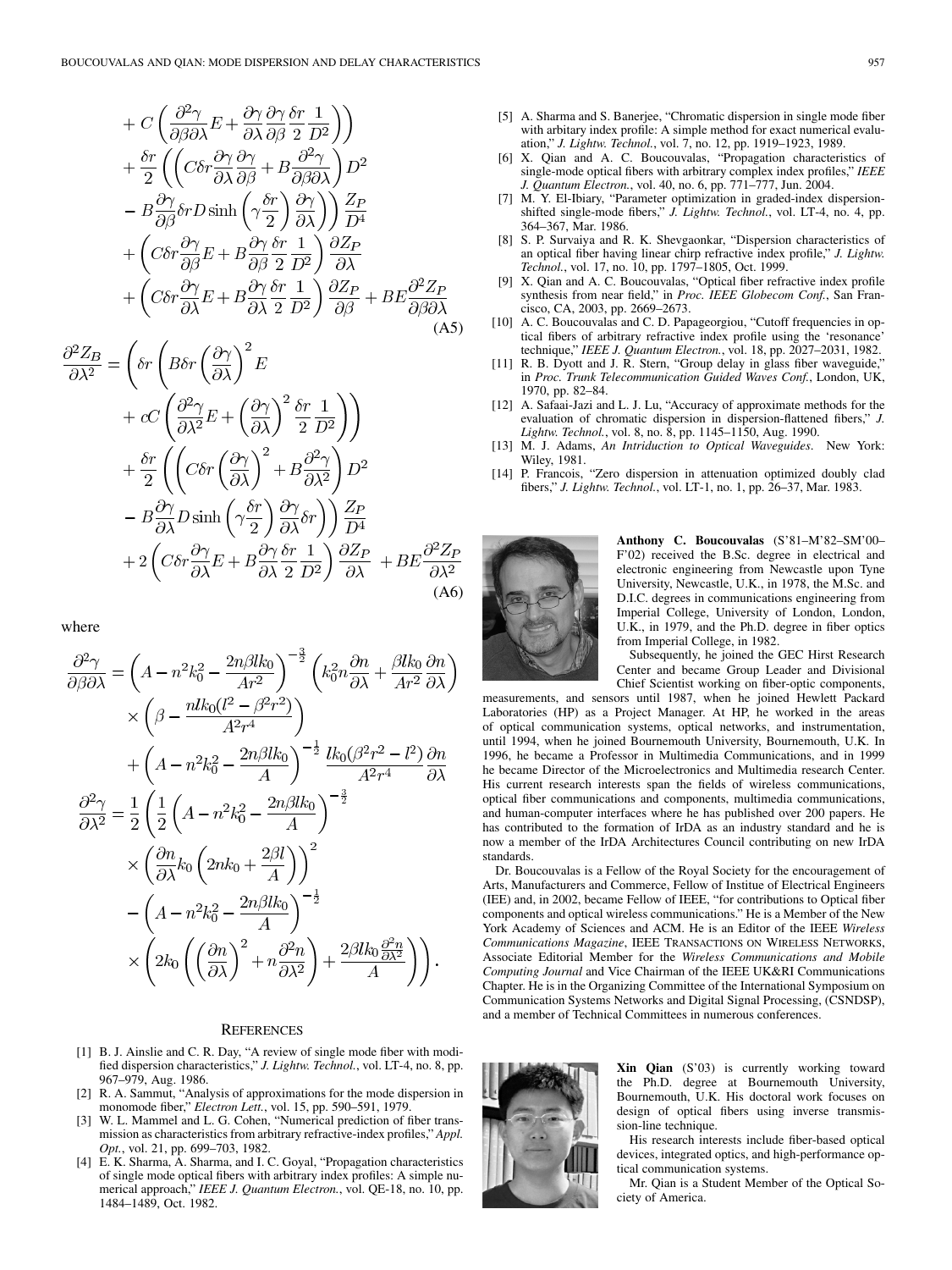$$
+ C\left(\frac{\partial^2\gamma}{\partial\beta\partial\lambda}E + \frac{\partial\gamma}{\partial\lambda}\frac{\partial\gamma}{\partial\beta}\frac{\delta r}{2}\frac{1}{D^2}\right)\Bigg)
$$

$$
+ \frac{\delta r}{2}\left(\left(C\delta r\frac{\partial\gamma}{\partial\lambda}\frac{\partial\gamma}{\partial\beta} + B\frac{\partial^2\gamma}{\partial\beta\partial\lambda}\right)D^2 - B\frac{\partial\gamma}{\partial\beta}\delta r D\sinh\left(\gamma\frac{\delta r}{2}\right)\frac{\partial\gamma}{\partial\lambda}\right)\frac{Z_P}{D^4}
$$

$$
+ \left(C\delta r\frac{\partial\gamma}{\partial\beta}E + B\frac{\partial\gamma}{\partial\beta}\frac{\delta r}{2}\frac{1}{D^2}\right)\frac{\partial Z_P}{\partial\lambda}
+ \left(C\delta r\frac{\partial\gamma}{\partial\lambda}E + B\frac{\partial\gamma}{\partial\lambda}\frac{\delta r}{2}\frac{1}{D^2}\right)\frac{\partial Z_P}{\partial\beta} + BE\frac{\partial^2 Z_P}{\partial\beta\partial\lambda} \tag{A5}
$$

$$
\frac{\partial^2 Z_B}{\partial\lambda^2} = \Bigg(\delta r\left(B\delta r\left(\frac{\partial\gamma}{\partial\lambda}\right)^2 E + cC\left(\frac{\partial^2\gamma}{\partial\lambda^2}E + \left(\frac{\partial\gamma}{\partial\lambda}\right)^2\frac{\delta r}{2}\frac{1}{D^2}\right)\right)
$$

$$
+ \frac{\delta r}{2}\left(\left(C\delta r\left(\frac{\partial\gamma}{\partial\lambda}\right)^2 + B\frac{\partial^2\gamma}{\partial\lambda^2}\right)D^2 - B\frac{\partial\gamma}{\partial\lambda}D\sinh\left(\gamma\frac{\delta r}{2}\right)\frac{\partial\gamma}{\partial\lambda}\delta r\right)\Bigg)\frac{Z_P}{D^4}
$$

$$
+ 2\left(C\delta r\frac{\partial\gamma}{\partial\lambda}E + B\frac{\partial\gamma}{\partial\lambda}\frac{\delta r}{2}\frac{1}{D^2}\right)\frac{\partial Z_P}{\partial\lambda} + BE\frac{\partial^2 Z_P}{\partial\lambda^2} \tag{A6}
$$

where

$$
\frac{\partial^2\gamma}{\partial\beta\partial\lambda} = \left(A - n^2k_0^2 - \frac{2n\beta lk_0}{Ar^2}\right)^{-\frac{3}{2}}\left(k_0^2 n\frac{\partial n}{\partial\lambda} + \frac{\beta lk_0}{Ar^2}\frac{\partial n}{\partial\lambda}\right)
\times\left(\beta - \frac{nlk_0(l^2-\beta^2r^2)}{A^2r^4}\right)
+ \left(A - n^2k_0^2 - \frac{2n\beta lk_0}{A}\right)^{-\frac{1}{2}}\frac{lk_0(\beta^2r^2-l^2)}{A^2r^4}\frac{\partial n}{\partial\lambda}
$$

$$
\frac{\partial^2\gamma}{\partial\lambda^2} = \frac{1}{2}\left(\frac{1}{2}\left(A - n^2k_0^2 - \frac{2n\beta lk_0}{A}\right)^{-\frac{3}{2}}
\times\left(\frac{\partial n}{\partial\lambda}k_0\left(2nk_0 + \frac{2\beta l}{A}\right)\right)^2
- \left(A - n^2k_0^2 - \frac{2n\beta lk_0}{A}\right)^{-\frac{1}{2}}
\times\left(2k_0\left(\left(\frac{\partial n}{\partial\lambda}\right)^2 + n\frac{\partial^2 n}{\partial\lambda^2}\right) + \frac{2\beta lk_0\frac{\partial^2 n}{\partial\lambda^2}}{A}\right)\right).
$$

## References

[1] B. J. Ainslie and C. R. Day, "A review of single mode fiber with modified dispersion characteristics," *J. Lightw. Technol.*, vol. LT-4, no. 8, pp. 967–979, Aug. 1986.

[2] R. A. Sammut, "Analysis of approximations for the mode dispersion in monomode fiber," *Electron Lett.*, vol. 15, pp. 590–591, 1979.

[3] W. L. Mammel and L. G. Cohen, "Numerical prediction of fiber transmission as characteristics from arbitrary refractive-index profiles," *Appl. Opt.*, vol. 21, pp. 699–703, 1982.

[4] E. K. Sharma, A. Sharma, and I. C. Goyal, "Propagation characteristics of single mode optical fibers with arbitrary index profiles: A simple numerical approach," *IEEE J. Quantum Electron.*, vol. QE-18, no. 10, pp. 1484–1489, Oct. 1982.

[5] A. Sharma and S. Banerjee, "Chromatic dispersion in single mode fiber with arbitary index profile: A simple method for exact numerical evaluation," *J. Lightw. Technol.*, vol. 7, no. 12, pp. 1919–1923, 1989.

[6] X. Qian and A. C. Boucouvalas, "Propagation characteristics of single-mode optical fibers with arbitrary complex index profiles," *IEEE J. Quantum Electron.*, vol. 40, no. 6, pp. 771–777, Jun. 2004.

[7] M. Y. El-Ibiary, "Parameter optimization in graded-index dispersion-shifted single-mode fibers," *J. Lightw. Technol.*, vol. LT-4, no. 4, pp. 364–367, Mar. 1986.

[8] S. P. Survaiya and R. K. Shevgaonkar, "Dispersion characteristics of an optical fiber having linear chirp refractive index profile," *J. Lightw. Technol.*, vol. 17, no. 10, pp. 1797–1805, Oct. 1999.

[9] X. Qian and A. C. Boucouvalas, "Optical fiber refractive index profile synthesis from near field," in *Proc. IEEE Globecom Conf.*, San Francisco, CA, 2003, pp. 2669–2673.

[10] A. C. Boucouvalas and C. D. Papageorgiou, "Cutoff frequencies in optical fibers of arbitrary refractive index profile using the 'resonance' technique," *IEEE J. Quantum Electron.*, vol. 18, pp. 2027–2031, 1982.

[11] R. B. Dyott and J. R. Stern, "Group delay in glass fiber waveguide," in *Proc. Trunk Telecommunication Guided Waves Conf.*, London, UK, 1970, pp. 82–84.

[12] A. Safaai-Jazi and L. J. Lu, "Accuracy of approximate methods for the evaluation of chromatic dispersion in dispersion-flattened fibers," *J. Lightw. Technol.*, vol. 8, no. 8, pp. 1145–1150, Aug. 1990.

[13] M. J. Adams, *An Intriduction to Optical Waveguides*. New York: Wiley, 1981.

[14] P. Francois, "Zero dispersion in attenuation optimized doubly clad fibers," *J. Lightw. Technol.*, vol. LT-1, no. 1, pp. 26–37, Mar. 1983.

**Anthony C. Boucouvalas** (S'81–M'82–SM'00–F'02) received the B.Sc. degree in electrical and electronic engineering from Newcastle upon Tyne University, Newcastle, U.K., in 1978, the M.Sc. and D.I.C. degrees in communications engineering from Imperial College, University of London, London, U.K., in 1979, and the Ph.D. degree in fiber optics from Imperial College, in 1982.

Subsequently, he joined the GEC Hirst Research Center and became Group Leader and Divisional Chief Scientist working on fiber-optic components, measurements, and sensors until 1987, when he joined Hewlett Packard Laboratories (HP) as a Project Manager. At HP, he worked in the areas of optical communication systems, optical networks, and instrumentation, until 1994, when he joined Bournemouth University, Bournemouth, U.K. In 1996, he became a Professor in Multimedia Communications, and in 1999 he became Director of the Microelectronics and Multimedia research Center. His current research interests span the fields of wireless communications, optical fiber communications and components, multimedia communications, and human-computer interfaces where he has published over 200 papers. He has contributed to the formation of IrDA as an industry standard and he is now a member of the IrDA Architectures Council contributing on new IrDA standards.

Dr. Boucouvalas is a Fellow of the Royal Society for the encouragement of Arts, Manufacturers and Commerce, Fellow of Institue of Electrical Engineers (IEE) and, in 2002, became Fellow of IEEE, "for contributions to Optical fiber components and optical wireless communications." He is a Member of the New York Academy of Sciences and ACM. He is an Editor of the IEEE *Wireless Communications Magazine*, IEEE Transactions on Wireless Networks, Associate Editorial Member for the *Wireless Communications and Mobile Computing Journal* and Vice Chairman of the IEEE UK&RI Communications Chapter. He is in the Organizing Committee of the International Symposium on Communication Systems Networks and Digital Signal Processing, (CSNDSP), and a member of Technical Committees in numerous conferences.

**Xin Qian** (S'03) is currently working toward the Ph.D. degree at Bournemouth University, Bournemouth, U.K. His doctoral work focuses on design of optical fibers using inverse transmission-line technique.

His research interests include fiber-based optical devices, integrated optics, and high-performance optical communication systems.

Mr. Qian is a Student Member of the Optical Society of America.